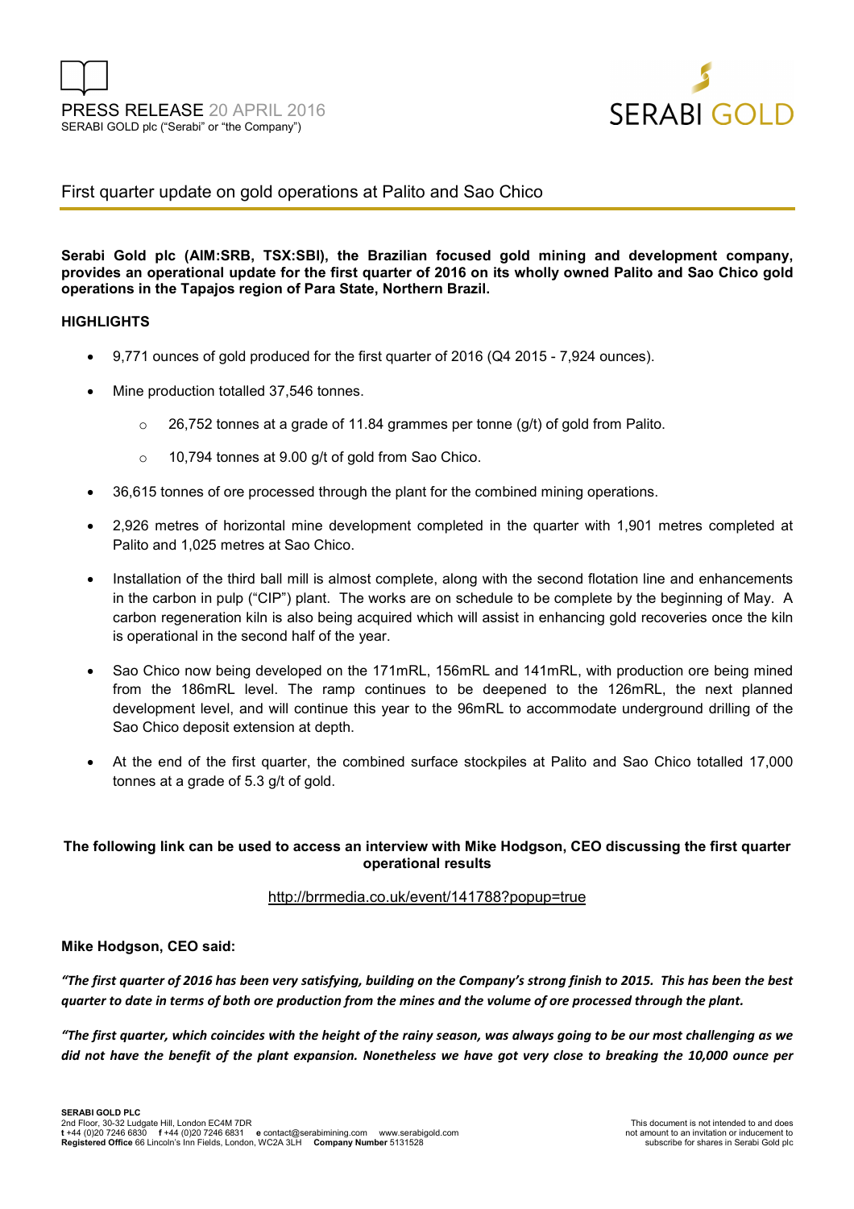PRESS RELEASE 20 APRIL 2016
SERABI GOLD plc ("Serabi" or "the Company")

SERABI GOLD

# First quarter update on gold operations at Palito and Sao Chico

**Serabi Gold plc (AIM:SRB, TSX:SBI), the Brazilian focused gold mining and development company, provides an operational update for the first quarter of 2016 on its wholly owned Palito and Sao Chico gold operations in the Tapajos region of Para State, Northern Brazil.**

## HIGHLIGHTS

- 9,771 ounces of gold produced for the first quarter of 2016 (Q4 2015 - 7,924 ounces).
- Mine production totalled 37,546 tonnes.
  - 26,752 tonnes at a grade of 11.84 grammes per tonne (g/t) of gold from Palito.
  - 10,794 tonnes at 9.00 g/t of gold from Sao Chico.
- 36,615 tonnes of ore processed through the plant for the combined mining operations.
- 2,926 metres of horizontal mine development completed in the quarter with 1,901 metres completed at Palito and 1,025 metres at Sao Chico.
- Installation of the third ball mill is almost complete, along with the second flotation line and enhancements in the carbon in pulp ("CIP") plant. The works are on schedule to be complete by the beginning of May. A carbon regeneration kiln is also being acquired which will assist in enhancing gold recoveries once the kiln is operational in the second half of the year.
- Sao Chico now being developed on the 171mRL, 156mRL and 141mRL, with production ore being mined from the 186mRL level. The ramp continues to be deepened to the 126mRL, the next planned development level, and will continue this year to the 96mRL to accommodate underground drilling of the Sao Chico deposit extension at depth.
- At the end of the first quarter, the combined surface stockpiles at Palito and Sao Chico totalled 17,000 tonnes at a grade of 5.3 g/t of gold.

**The following link can be used to access an interview with Mike Hodgson, CEO discussing the first quarter operational results**

http://brrmedia.co.uk/event/141788?popup=true

**Mike Hodgson, CEO said:**

***"The first quarter of 2016 has been very satisfying, building on the Company's strong finish to 2015. This has been the best quarter to date in terms of both ore production from the mines and the volume of ore processed through the plant.***

***"The first quarter, which coincides with the height of the rainy season, was always going to be our most challenging as we did not have the benefit of the plant expansion. Nonetheless we have got very close to breaking the 10,000 ounce per***

**SERABI GOLD PLC**
2nd Floor, 30-32 Ludgate Hill, London EC4M 7DR
**t** +44 (0)20 7246 6830 **f** +44 (0)20 7246 6831 **e** contact@serabimining.com www.serabigold.com
**Registered Office** 66 Lincoln's Inn Fields, London, WC2A 3LH **Company Number** 5131528

This document is not intended to and does not amount to an invitation or inducement to subscribe for shares in Serabi Gold plc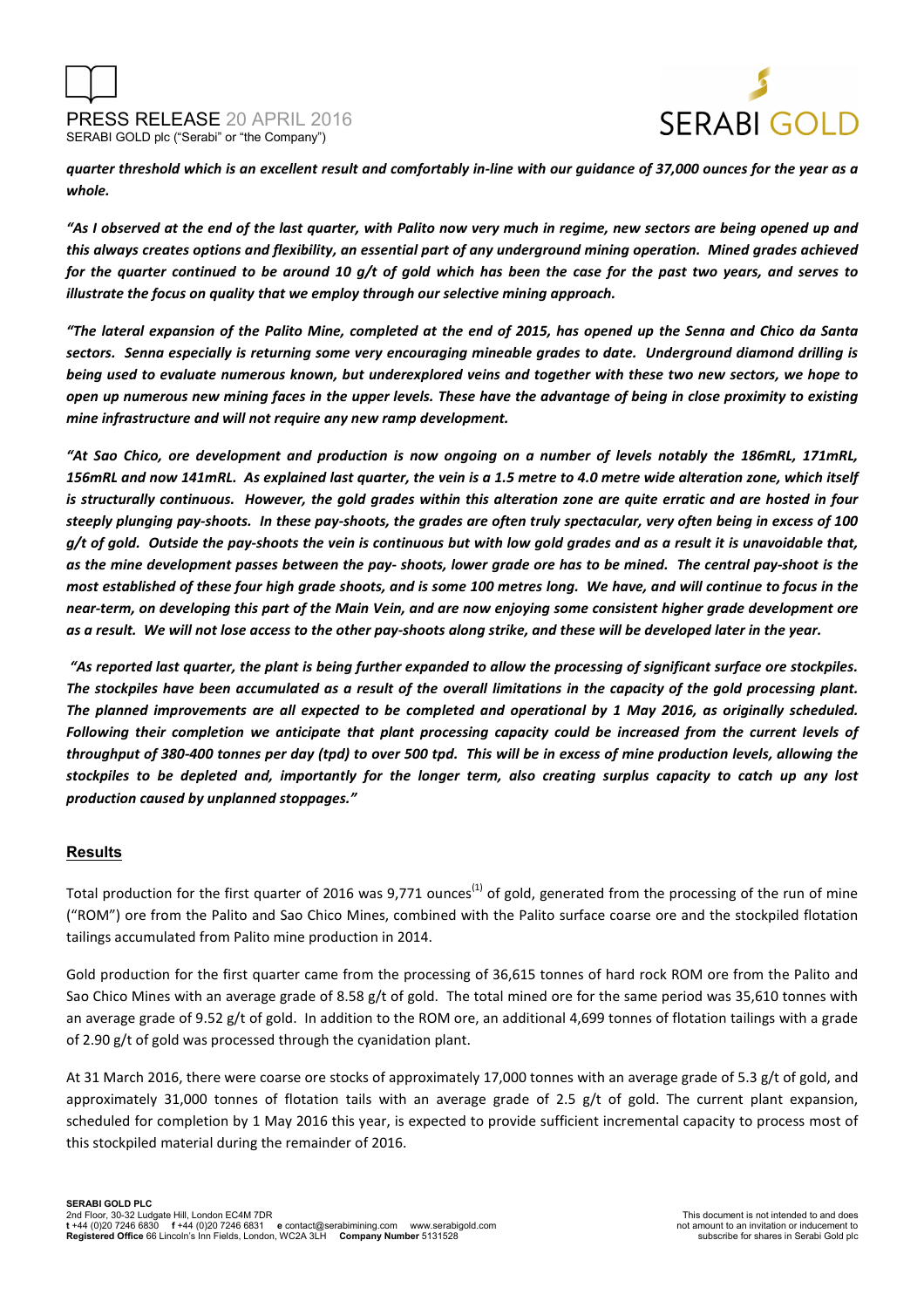***quarter threshold which is an excellent result and comfortably in-line with our guidance of 37,000 ounces for the year as a whole.***

***"As I observed at the end of the last quarter, with Palito now very much in regime, new sectors are being opened up and this always creates options and flexibility, an essential part of any underground mining operation. Mined grades achieved for the quarter continued to be around 10 g/t of gold which has been the case for the past two years, and serves to illustrate the focus on quality that we employ through our selective mining approach.***

***"The lateral expansion of the Palito Mine, completed at the end of 2015, has opened up the Senna and Chico da Santa sectors. Senna especially is returning some very encouraging mineable grades to date. Underground diamond drilling is being used to evaluate numerous known, but underexplored veins and together with these two new sectors, we hope to open up numerous new mining faces in the upper levels. These have the advantage of being in close proximity to existing mine infrastructure and will not require any new ramp development.***

***"At Sao Chico, ore development and production is now ongoing on a number of levels notably the 186mRL, 171mRL, 156mRL and now 141mRL. As explained last quarter, the vein is a 1.5 metre to 4.0 metre wide alteration zone, which itself is structurally continuous. However, the gold grades within this alteration zone are quite erratic and are hosted in four steeply plunging pay-shoots. In these pay-shoots, the grades are often truly spectacular, very often being in excess of 100 g/t of gold. Outside the pay-shoots the vein is continuous but with low gold grades and as a result it is unavoidable that, as the mine development passes between the pay- shoots, lower grade ore has to be mined. The central pay-shoot is the most established of these four high grade shoots, and is some 100 metres long. We have, and will continue to focus in the near-term, on developing this part of the Main Vein, and are now enjoying some consistent higher grade development ore as a result. We will not lose access to the other pay-shoots along strike, and these will be developed later in the year.***

***"As reported last quarter, the plant is being further expanded to allow the processing of significant surface ore stockpiles. The stockpiles have been accumulated as a result of the overall limitations in the capacity of the gold processing plant. The planned improvements are all expected to be completed and operational by 1 May 2016, as originally scheduled. Following their completion we anticipate that plant processing capacity could be increased from the current levels of throughput of 380-400 tonnes per day (tpd) to over 500 tpd. This will be in excess of mine production levels, allowing the stockpiles to be depleted and, importantly for the longer term, also creating surplus capacity to catch up any lost production caused by unplanned stoppages."***

## Results

Total production for the first quarter of 2016 was 9,771 ounces[(1)] of gold, generated from the processing of the run of mine ("ROM") ore from the Palito and Sao Chico Mines, combined with the Palito surface coarse ore and the stockpiled flotation tailings accumulated from Palito mine production in 2014.

Gold production for the first quarter came from the processing of 36,615 tonnes of hard rock ROM ore from the Palito and Sao Chico Mines with an average grade of 8.58 g/t of gold. The total mined ore for the same period was 35,610 tonnes with an average grade of 9.52 g/t of gold. In addition to the ROM ore, an additional 4,699 tonnes of flotation tailings with a grade of 2.90 g/t of gold was processed through the cyanidation plant.

At 31 March 2016, there were coarse ore stocks of approximately 17,000 tonnes with an average grade of 5.3 g/t of gold, and approximately 31,000 tonnes of flotation tails with an average grade of 2.5 g/t of gold. The current plant expansion, scheduled for completion by 1 May 2016 this year, is expected to provide sufficient incremental capacity to process most of this stockpiled material during the remainder of 2016.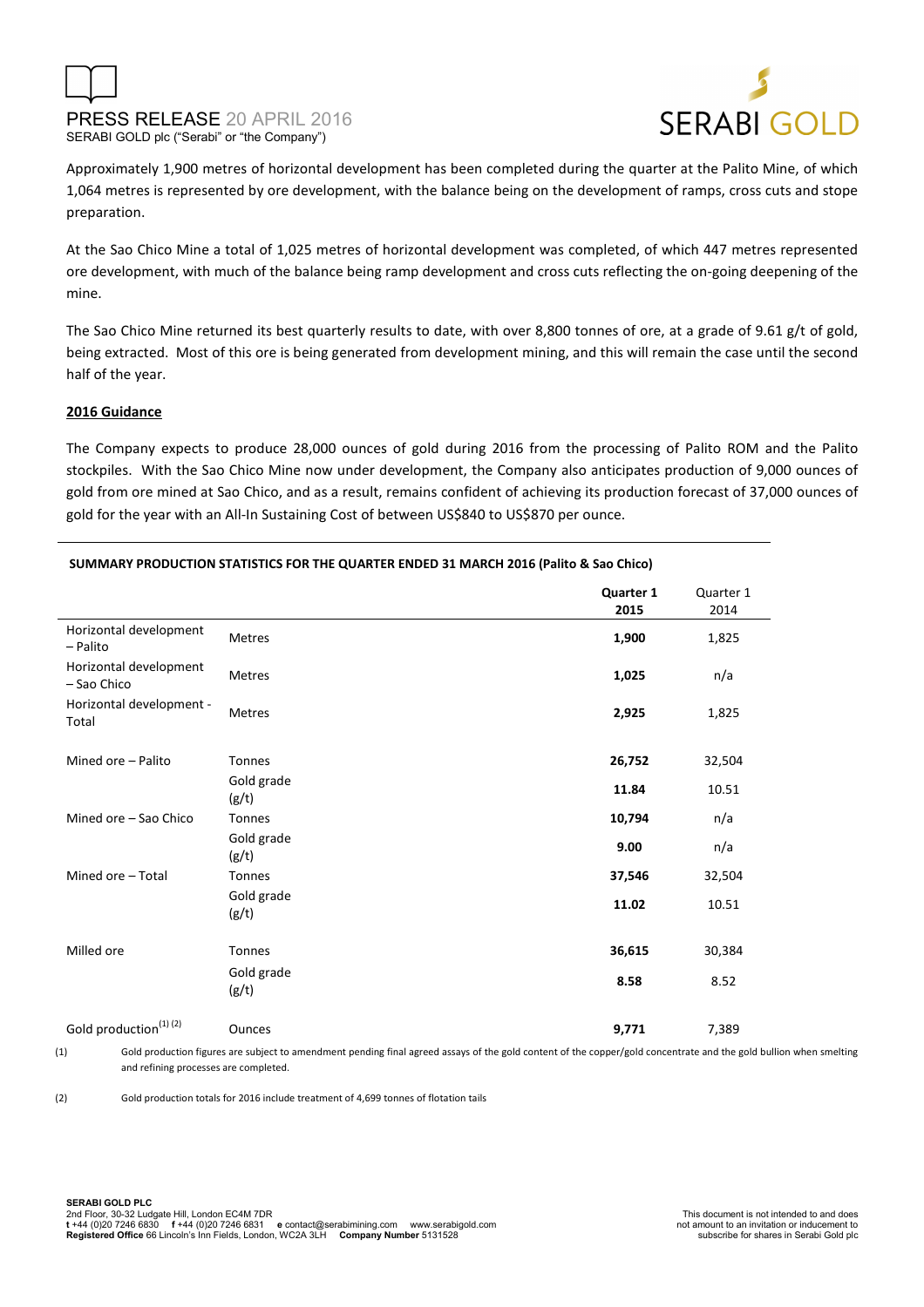Approximately 1,900 metres of horizontal development has been completed during the quarter at the Palito Mine, of which 1,064 metres is represented by ore development, with the balance being on the development of ramps, cross cuts and stope preparation.

At the Sao Chico Mine a total of 1,025 metres of horizontal development was completed, of which 447 metres represented ore development, with much of the balance being ramp development and cross cuts reflecting the on-going deepening of the mine.

The Sao Chico Mine returned its best quarterly results to date, with over 8,800 tonnes of ore, at a grade of 9.61 g/t of gold, being extracted. Most of this ore is being generated from development mining, and this will remain the case until the second half of the year.

## 2016 Guidance

The Company expects to produce 28,000 ounces of gold during 2016 from the processing of Palito ROM and the Palito stockpiles. With the Sao Chico Mine now under development, the Company also anticipates production of 9,000 ounces of gold from ore mined at Sao Chico, and as a result, remains confident of achieving its production forecast of 37,000 ounces of gold for the year with an All-In Sustaining Cost of between US$840 to US$870 per ounce.

**SUMMARY PRODUCTION STATISTICS FOR THE QUARTER ENDED 31 MARCH 2016 (Palito & Sao Chico)**

| | | **Quarter 1 2015** | Quarter 1 2014 |
|---|---|---|---|
| Horizontal development – Palito | Metres | **1,900** | 1,825 |
| Horizontal development – Sao Chico | Metres | **1,025** | n/a |
| Horizontal development - Total | Metres | **2,925** | 1,825 |
| Mined ore – Palito | Tonnes | **26,752** | 32,504 |
| | Gold grade (g/t) | **11.84** | 10.51 |
| Mined ore – Sao Chico | Tonnes | **10,794** | n/a |
| | Gold grade (g/t) | **9.00** | n/a |
| Mined ore – Total | Tonnes | **37,546** | 32,504 |
| | Gold grade (g/t) | **11.02** | 10.51 |
| Milled ore | Tonnes | **36,615** | 30,384 |
| | Gold grade (g/t) | **8.58** | 8.52 |
| Gold production[(1) (2)] | Ounces | **9,771** | 7,389 |

(1) Gold production figures are subject to amendment pending final agreed assays of the gold content of the copper/gold concentrate and the gold bullion when smelting and refining processes are completed.

(2) Gold production totals for 2016 include treatment of 4,699 tonnes of flotation tails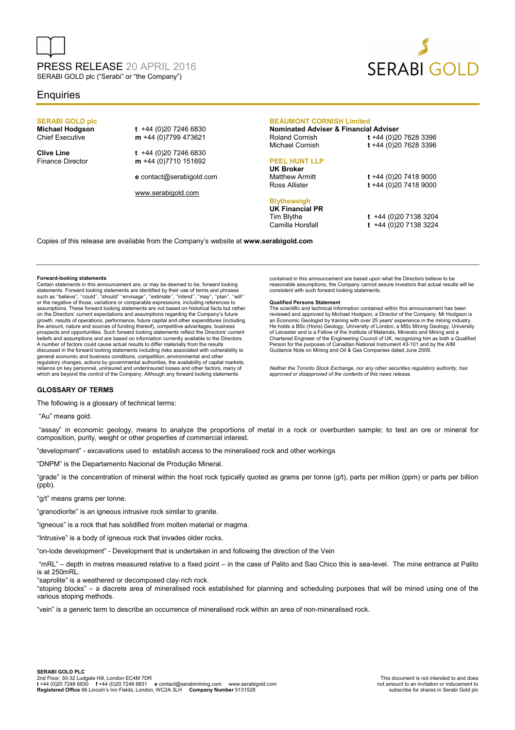PRESS RELEASE 20 APRIL 2016

SERABI GOLD plc ("Serabi" or "the Company")

## Enquiries

**SERABI GOLD plc**

**Michael Hodgson** — t +44 (0)20 7246 6830
Chief Executive — m +44 (0)7799 473621

**Clive Line** — t +44 (0)20 7246 6830
Finance Director — m +44 (0)7710 151692

e contact@serabigold.com

www.serabigold.com

**BEAUMONT CORNISH Limited**

**Nominated Adviser & Financial Adviser**

Roland Cornish — t +44 (0)20 7628 3396
Michael Cornish — t +44 (0)20 7628 3396

**PEEL HUNT LLP**

**UK Broker**

Matthew Armitt — t +44 (0)20 7418 9000
Ross Allister — t +44 (0)20 7418 9000

**Blytheweigh**

**UK Financial PR**

Tim Blythe — t +44 (0)20 7138 3204
Camilla Horsfall — t +44 (0)20 7138 3224

Copies of this release are available from the Company's website at **www.serabigold.com**

**Forward-looking statements**

Certain statements in this announcement are, or may be deemed to be, forward looking statements. Forward looking statements are identified by their use of terms and phrases such as "believe", "could", "should" "envisage", "estimate", "intend", "may", "plan", "will" or the negative of those, variations or comparable expressions, including references to assumptions. These forward looking statements are not based on historical facts but rather on the Directors' current expectations and assumptions regarding the Company's future growth, results of operations, performance, future capital and other expenditures (including the amount, nature and sources of funding thereof), competitive advantages, business prospects and opportunities. Such forward looking statements reflect the Directors' current beliefs and assumptions and are based on information currently available to the Directors. A number of factors could cause actual results to differ materially from the results discussed in the forward looking statements including risks associated with vulnerability to general economic and business conditions, competition, environmental and other regulatory changes, actions by governmental authorities, the availability of capital markets, reliance on key personnel, uninsured and underinsured losses and other factors, many of which are beyond the control of the Company. Although any forward looking statements contained in this announcement are based upon what the Directors believe to be reasonable assumptions, the Company cannot assure investors that actual results will be consistent with such forward looking statements.

**Qualified Persons Statement**

The scientific and technical information contained within this announcement has been reviewed and approved by Michael Hodgson, a Director of the Company. Mr Hodgson is an Economic Geologist by training with over 25 years' experience in the mining industry. He holds a BSc (Hons) Geology, University of London, a MSc Mining Geology, University of Leicester and is a Fellow of the Institute of Materials, Minerals and Mining and a Chartered Engineer of the Engineering Council of UK, recognizing him as both a Qualified Person for the purposes of Canadian National Instrument 43-101 and by the AIM Guidance Note on Mining and Oil & Gas Companies dated June 2009.

*Neither the Toronto Stock Exchange, nor any other securities regulatory authority, has approved or disapproved of the contents of this news release.*

### GLOSSARY OF TERMS

The following is a glossary of technical terms:

"Au" means gold.

"assay" in economic geology, means to analyze the proportions of metal in a rock or overburden sample; to test an ore or mineral for composition, purity, weight or other properties of commercial interest.

"development" - excavations used to establish access to the mineralised rock and other workings

"DNPM" is the Departamento Nacional de Produção Mineral.

"grade" is the concentration of mineral within the host rock typically quoted as grams per tonne (g/t), parts per million (ppm) or parts per billion (ppb).

"g/t" means grams per tonne.

"granodiorite" is an igneous intrusive rock similar to granite.

"igneous" is a rock that has solidified from molten material or magma.

"Intrusive" is a body of igneous rock that invades older rocks.

"on-lode development" - Development that is undertaken in and following the direction of the Vein

"mRL" – depth in metres measured relative to a fixed point – in the case of Palito and Sao Chico this is sea-level. The mine entrance at Palito is at 250mRL.

"saprolite" is a weathered or decomposed clay-rich rock.

"stoping blocks" – a discrete area of mineralised rock established for planning and scheduling purposes that will be mined using one of the various stoping methods.

"vein" is a generic term to describe an occurrence of mineralised rock within an area of non-mineralised rock.

**SERABI GOLD PLC**
2nd Floor, 30-32 Ludgate Hill, London EC4M 7DR
**t** +44 (0)20 7246 6830 **f** +44 (0)20 7246 6831 **e** contact@serabimining.com www.serabigold.com
**Registered Office** 66 Lincoln's Inn Fields, London, WC2A 3LH **Company Number** 5131528

This document is not intended to and does not amount to an invitation or inducement to subscribe for shares in Serabi Gold plc